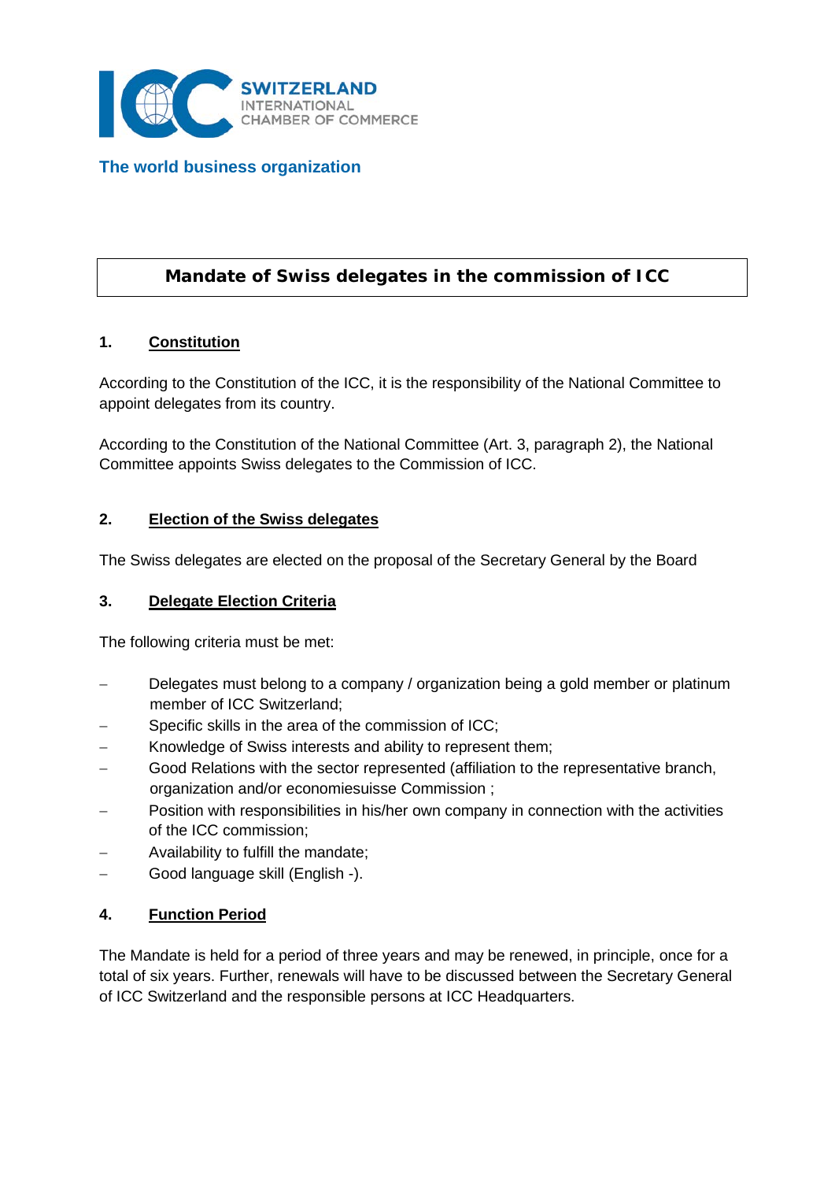SWITZERLAND
INTERNATIONAL
CHAMBER OF COMMERCE

**The world business organization**

# Mandate of Swiss delegates in the commission of ICC

## 1. Constitution

According to the Constitution of the ICC, it is the responsibility of the National Committee to appoint delegates from its country.

According to the Constitution of the National Committee (Art. 3, paragraph 2), the National Committee appoints Swiss delegates to the Commission of ICC.

## 2. Election of the Swiss delegates

The Swiss delegates are elected on the proposal of the Secretary General by the Board

## 3. Delegate Election Criteria

The following criteria must be met:

- Delegates must belong to a company / organization being a gold member or platinum member of ICC Switzerland;
- Specific skills in the area of the commission of ICC;
- Knowledge of Swiss interests and ability to represent them;
- Good Relations with the sector represented (affiliation to the representative branch, organization and/or economiesuisse Commission ;
- Position with responsibilities in his/her own company in connection with the activities of the ICC commission;
- Availability to fulfill the mandate;
- Good language skill (English -).

## 4. Function Period

The Mandate is held for a period of three years and may be renewed, in principle, once for a total of six years. Further, renewals will have to be discussed between the Secretary General of ICC Switzerland and the responsible persons at ICC Headquarters.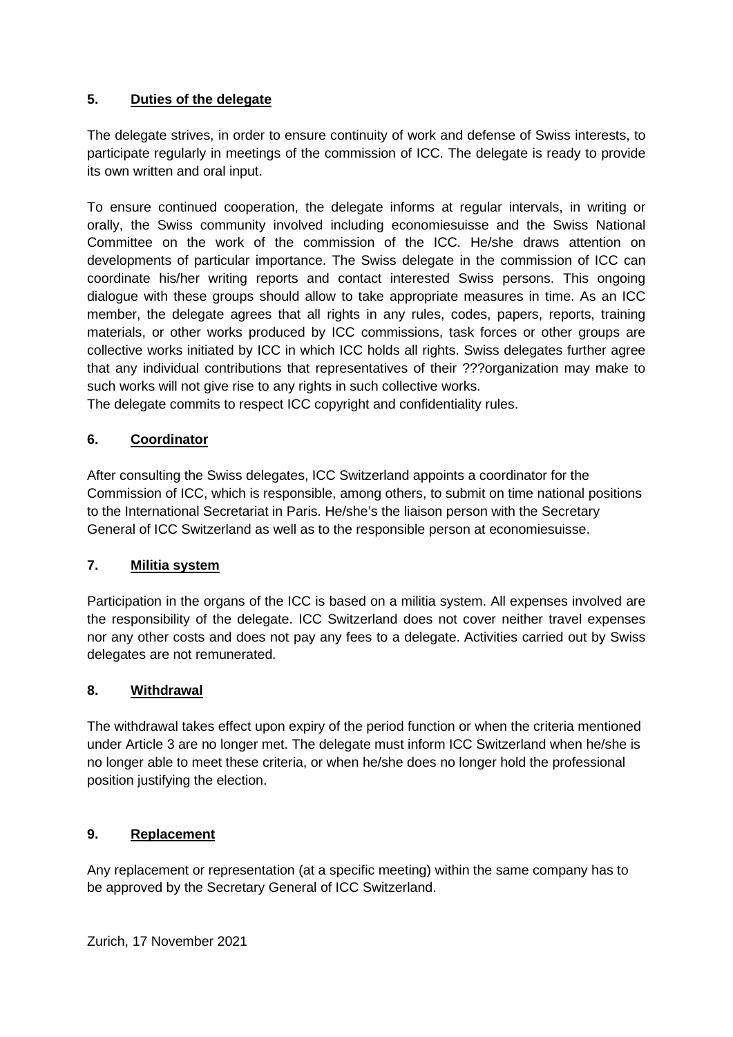## 5. Duties of the delegate

The delegate strives, in order to ensure continuity of work and defense of Swiss interests, to participate regularly in meetings of the commission of ICC. The delegate is ready to provide its own written and oral input.

To ensure continued cooperation, the delegate informs at regular intervals, in writing or orally, the Swiss community involved including economiesuisse and the Swiss National Committee on the work of the commission of the ICC. He/she draws attention on developments of particular importance. The Swiss delegate in the commission of ICC can coordinate his/her writing reports and contact interested Swiss persons. This ongoing dialogue with these groups should allow to take appropriate measures in time. As an ICC member, the delegate agrees that all rights in any rules, codes, papers, reports, training materials, or other works produced by ICC commissions, task forces or other groups are collective works initiated by ICC in which ICC holds all rights. Swiss delegates further agree that any individual contributions that representatives of their ???organization may make to such works will not give rise to any rights in such collective works.
The delegate commits to respect ICC copyright and confidentiality rules.

## 6. Coordinator

After consulting the Swiss delegates, ICC Switzerland appoints a coordinator for the Commission of ICC, which is responsible, among others, to submit on time national positions to the International Secretariat in Paris. He/she's the liaison person with the Secretary General of ICC Switzerland as well as to the responsible person at economiesuisse.

## 7. Militia system

Participation in the organs of the ICC is based on a militia system. All expenses involved are the responsibility of the delegate. ICC Switzerland does not cover neither travel expenses nor any other costs and does not pay any fees to a delegate. Activities carried out by Swiss delegates are not remunerated.

## 8. Withdrawal

The withdrawal takes effect upon expiry of the period function or when the criteria mentioned under Article 3 are no longer met. The delegate must inform ICC Switzerland when he/she is no longer able to meet these criteria, or when he/she does no longer hold the professional position justifying the election.

## 9. Replacement

Any replacement or representation (at a specific meeting) within the same company has to be approved by the Secretary General of ICC Switzerland.

Zurich, 17 November 2021